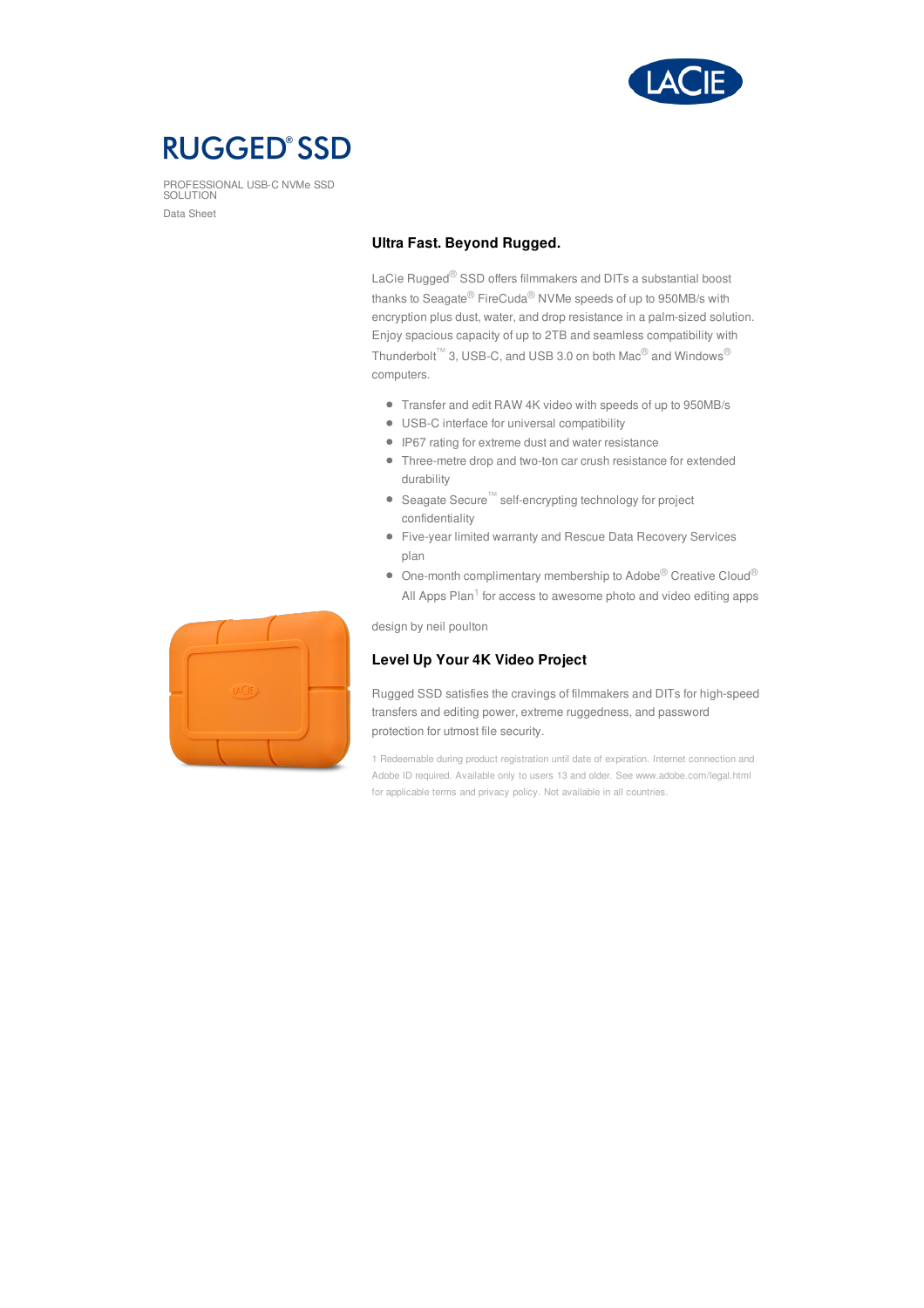# RUGGED® SSD

PROFESSIONAL USB-C NVMe SSD SOLUTION

Data Sheet

## Ultra Fast. Beyond Rugged.

LaCie Rugged® SSD offers filmmakers and DITs a substantial boost thanks to Seagate® FireCuda® NVMe speeds of up to 950MB/s with encryption plus dust, water, and drop resistance in a palm-sized solution. Enjoy spacious capacity of up to 2TB and seamless compatibility with Thunderbolt™ 3, USB-C, and USB 3.0 on both Mac® and Windows® computers.

- Transfer and edit RAW 4K video with speeds of up to 950MB/s
- USB-C interface for universal compatibility
- IP67 rating for extreme dust and water resistance
- Three-metre drop and two-ton car crush resistance for extended durability
- Seagate Secure™ self-encrypting technology for project confidentiality
- Five-year limited warranty and Rescue Data Recovery Services plan
- One-month complimentary membership to Adobe® Creative Cloud® All Apps Plan[1] for access to awesome photo and video editing apps

design by neil poulton

## Level Up Your 4K Video Project

Rugged SSD satisfies the cravings of filmmakers and DITs for high-speed transfers and editing power, extreme ruggedness, and password protection for utmost file security.

1 Redeemable during product registration until date of expiration. Internet connection and Adobe ID required. Available only to users 13 and older. See www.adobe.com/legal.html for applicable terms and privacy policy. Not available in all countries.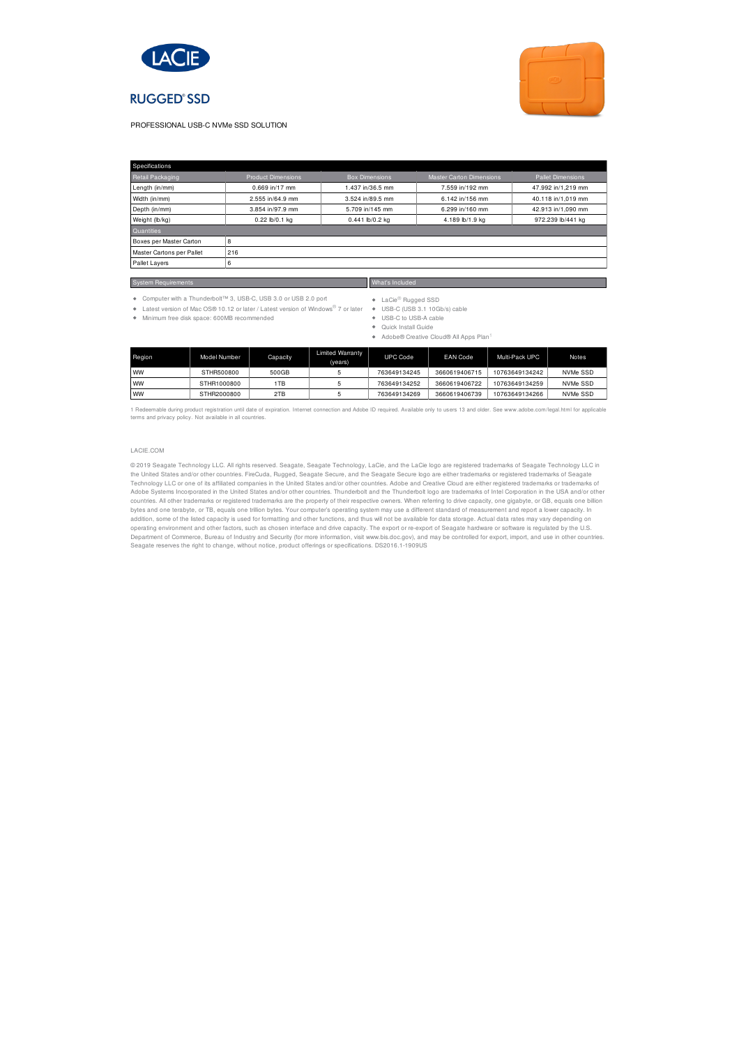# RUGGED® SSD

PROFESSIONAL USB-C NVMe SSD SOLUTION

| Specifications | | | | |
|---|---|---|---|---|
| Retail Packaging | Product Dimensions | Box Dimensions | Master Carton Dimensions | Pallet Dimensions |
| Length (in/mm) | 0.669 in/17 mm | 1.437 in/36.5 mm | 7.559 in/192 mm | 47.992 in/1,219 mm |
| Width (in/mm) | 2.555 in/64.9 mm | 3.524 in/89.5 mm | 6.142 in/156 mm | 40.118 in/1,019 mm |
| Depth (in/mm) | 3.854 in/97.9 mm | 5.709 in/145 mm | 6.299 in/160 mm | 42.913 in/1,090 mm |
| Weight (lb/kg) | 0.22 lb/0.1 kg | 0.441 lb/0.2 kg | 4.189 lb/1.9 kg | 972.239 lb/441 kg |
| Quantities | | | | |
| Boxes per Master Carton | 8 | | | |
| Master Cartons per Pallet | 216 | | | |
| Pallet Layers | 6 | | | |

## System Requirements

- Computer with a Thunderbolt™ 3, USB-C, USB 3.0 or USB 2.0 port
- Latest version of Mac OS® 10.12 or later / Latest version of Windows® 7 or later
- Minimum free disk space: 600MB recommended

## What's Included

- LaCie® Rugged SSD
- USB-C (USB 3.1 10Gb/s) cable
- USB-C to USB-A cable
- Quick Install Guide
- Adobe® Creative Cloud® All Apps Plan[1]

| Region | Model Number | Capacity | Limited Warranty (years) | UPC Code | EAN Code | Multi-Pack UPC | Notes |
|---|---|---|---|---|---|---|---|
| WW | STHR500800 | 500GB | 5 | 763649134245 | 3660619406715 | 10763649134242 | NVMe SSD |
| WW | STHR1000800 | 1TB | 5 | 763649134252 | 3660619406722 | 10763649134259 | NVMe SSD |
| WW | STHR2000800 | 2TB | 5 | 763649134269 | 3660619406739 | 10763649134266 | NVMe SSD |

1 Redeemable during product registration until date of expiration. Internet connection and Adobe ID required. Available only to users 13 and older. See www.adobe.com/legal.html for applicable terms and privacy policy. Not available in all countries.

LACIE.COM

© 2019 Seagate Technology LLC. All rights reserved. Seagate, Seagate Technology, LaCie, and the LaCie logo are registered trademarks of Seagate Technology LLC in the United States and/or other countries. FireCuda, Rugged, Seagate Secure, and the Seagate Secure logo are either trademarks or registered trademarks of Seagate Technology LLC or one of its affiliated companies in the United States and/or other countries. Adobe and Creative Cloud are either registered trademarks or trademarks of Adobe Systems Incorporated in the United States and/or other countries. Thunderbolt and the Thunderbolt logo are trademarks of Intel Corporation in the USA and/or other countries. All other trademarks or registered trademarks are the property of their respective owners. When referring to drive capacity, one gigabyte, or GB, equals one billion bytes and one terabyte, or TB, equals one trillion bytes. Your computer's operating system may use a different standard of measurement and report a lower capacity. In addition, some of the listed capacity is used for formatting and other functions, and thus will not be available for data storage. Actual data rates may vary depending on operating environment and other factors, such as chosen interface and drive capacity. The export or re-export of Seagate hardware or software is regulated by the U.S. Department of Commerce, Bureau of Industry and Security (for more information, visit www.bis.doc.gov), and may be controlled for export, import, and use in other countries. Seagate reserves the right to change, without notice, product offerings or specifications. DS2016.1-1909US